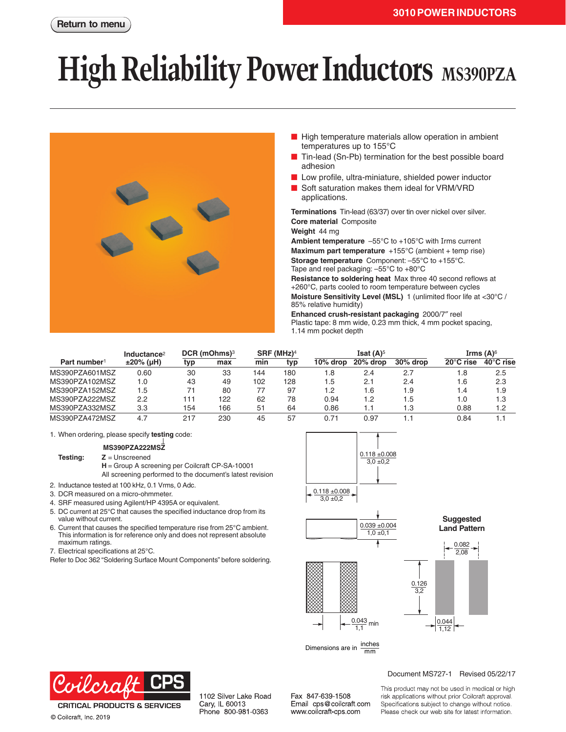3010 POWER INDUCTORS

Return to menu

# High Reliability Power Inductors MS390PZA

- High temperature materials allow operation in ambient temperatures up to 155°C
- Tin-lead (Sn-Pb) termination for the best possible board adhesion
- Low profile, ultra-miniature, shielded power inductor
- Soft saturation makes them ideal for VRM/VRD applications.

**Terminations** Tin-lead (63/37) over tin over nickel over silver.
**Core material** Composite
**Weight** 44 mg
**Ambient temperature** –55°C to +105°C with Irms current
**Maximum part temperature** +155°C (ambient + temp rise)
**Storage temperature** Component: –55°C to +155°C. Tape and reel packaging: –55°C to +80°C
**Resistance to soldering heat** Max three 40 second reflows at +260°C, parts cooled to room temperature between cycles
**Moisture Sensitivity Level (MSL)** 1 (unlimited floor life at <30°C / 85% relative humidity)
**Enhanced crush-resistant packaging** 2000/7″ reel
Plastic tape: 8 mm wide, 0.23 mm thick, 4 mm pocket spacing, 1.14 mm pocket depth

| Part number[1] | Inductance[2] ±20% (µH) | DCR (mOhms)[3] typ | DCR (mOhms)[3] max | SRF (MHz)[4] min | SRF (MHz)[4] typ | Isat (A)[5] 10% drop | Isat (A)[5] 20% drop | Isat (A)[5] 30% drop | Irms (A)[6] 20°C rise | Irms (A)[6] 40°C rise |
|---|---|---|---|---|---|---|---|---|---|---|
| MS390PZA601MSZ | 0.60 | 30 | 33 | 144 | 180 | 1.8 | 2.4 | 2.7 | 1.8 | 2.5 |
| MS390PZA102MSZ | 1.0 | 43 | 49 | 102 | 128 | 1.5 | 2.1 | 2.4 | 1.6 | 2.3 |
| MS390PZA152MSZ | 1.5 | 71 | 80 | 77 | 97 | 1.2 | 1.6 | 1.9 | 1.4 | 1.9 |
| MS390PZA222MSZ | 2.2 | 111 | 122 | 62 | 78 | 0.94 | 1.2 | 1.5 | 1.0 | 1.3 |
| MS390PZA332MSZ | 3.3 | 154 | 166 | 51 | 64 | 0.86 | 1.1 | 1.3 | 0.88 | 1.2 |
| MS390PZA472MSZ | 4.7 | 217 | 230 | 45 | 57 | 0.71 | 0.97 | 1.1 | 0.84 | 1.1 |

1. When ordering, please specify **testing** code:

   **MS390PZA222MSZ**

   **Testing:** **Z** = Unscreened
   **H** = Group A screening per Coilcraft CP-SA-10001
   All screening performed to the document's latest revision
2. Inductance tested at 100 kHz, 0.1 Vrms, 0 Adc.
3. DCR measured on a micro-ohmmeter.
4. SRF measured using Agilent/HP 4395A or equivalent.
5. DC current at 25°C that causes the specified inductance drop from its value without current.
6. Current that causes the specified temperature rise from 25°C ambient. This information is for reference only and does not represent absolute maximum ratings.
7. Electrical specifications at 25°C.

Refer to Doc 362 "Soldering Surface Mount Components" before soldering.

0.118 ±0.008 / 3,0 ±0,2
0.118 ±0.008 / 3,0 ±0,2
0.039 ±0.004 / 1,0 ±0,1
0.043 / 1,1 min

**Suggested Land Pattern**

0.082 / 2,08
0.126 / 3,2
0.044 / 1,12

Dimensions are in inches / mm

Document MS727-1 Revised 05/22/17

Coilcraft CPS
CRITICAL PRODUCTS & SERVICES
© Coilcraft, Inc. 2019

1102 Silver Lake Road
Cary, IL 60013
Phone 800-981-0363

Fax 847-639-1508
Email cps@coilcraft.com
www.coilcraft-cps.com

This product may not be used in medical or high risk applications without prior Coilcraft approval. Specifications subject to change without notice. Please check our web site for latest information.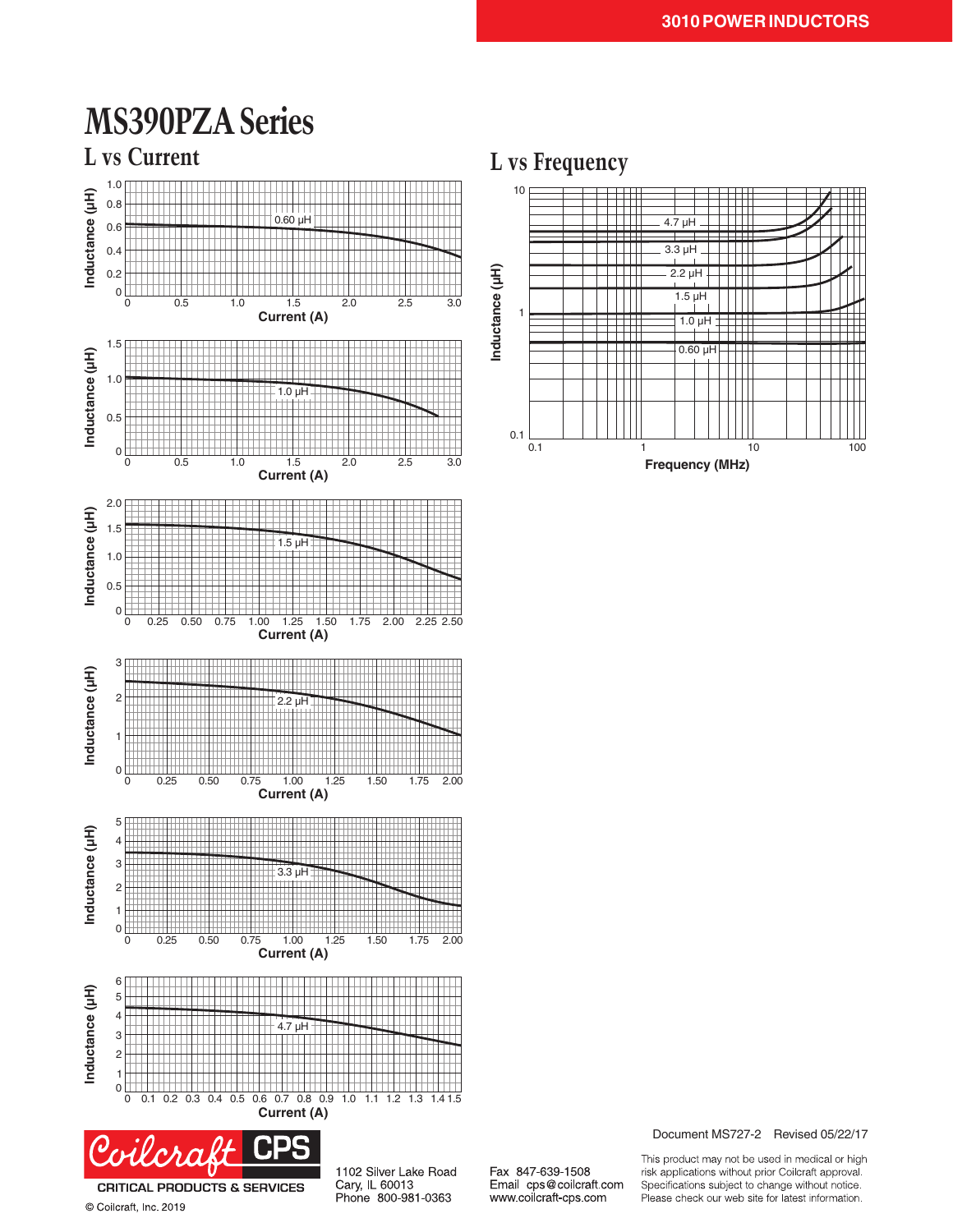# MS390PZA Series

## L vs Current

1.0
0.8
0.6
0.4
0.2
0
Inductance (μH)
0.60 μH
0 0.5 1.0 1.5 2.0 2.5 3.0
Current (A)

1.5
1.0
0.5
0
Inductance (μH)
1.0 μH
0 0.5 1.0 1.5 2.0 2.5 3.0
Current (A)

2.0
1.5
1.0
0.5
0
Inductance (μH)
1.5 μH
0 0.25 0.50 0.75 1.00 1.25 1.50 1.75 2.00 2.25 2.50
Current (A)

3
2
1
0
Inductance (μH)
2.2 μH
0 0.25 0.50 0.75 1.00 1.25 1.50 1.75 2.00
Current (A)

5
4
3
2
1
0
Inductance (μH)
3.3 μH
0 0.25 0.50 0.75 1.00 1.25 1.50 1.75 2.00
Current (A)

6
5
4
3
2
1
0
Inductance (μH)
4.7 μH
0 0.1 0.2 0.3 0.4 0.5 0.6 0.7 0.8 0.9 1.0 1.1 1.2 1.3 1.4 1.5
Current (A)

## L vs Frequency

10
1
0.1
Inductance (μH)
4.7 μH
3.3 μH
2.2 μH
1.5 μH
1.0 μH
0.60 μH
0.1 1 10 100
Frequency (MHz)

Document MS727-2 Revised 05/22/17

Coilcraft CPS
CRITICAL PRODUCTS & SERVICES
© Coilcraft, Inc. 2019

1102 Silver Lake Road
Cary, IL 60013
Phone 800-981-0363

Fax 847-639-1508
Email cps@coilcraft.com
www.coilcraft-cps.com

This product may not be used in medical or high risk applications without prior Coilcraft approval.
Specifications subject to change without notice.
Please check our web site for latest information.